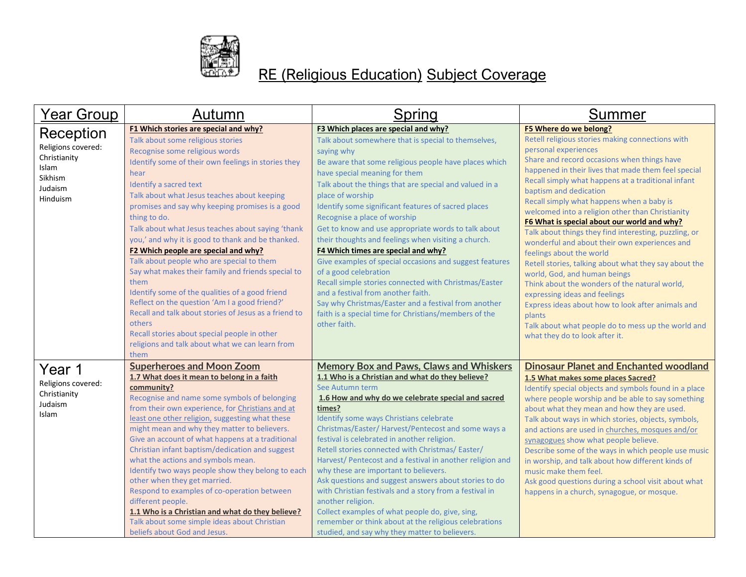# RE (Religious Education) Subject Coverage

| Year Group | Autumn | Spring | Summer |
|---|---|---|---|
| **Reception**<br>Religions covered:<br>Christianity<br>Islam<br>Sikhism<br>Judaism<br>Hinduism | **F1 Which stories are special and why?**<br>Talk about some religious stories<br>Recognise some religious words<br>Identify some of their own feelings in stories they hear<br>Identify a sacred text<br>Talk about what Jesus teaches about keeping promises and say why keeping promises is a good thing to do.<br>Talk about what Jesus teaches about saying 'thank you,' and why it is good to thank and be thanked.<br>**F2 Which people are special and why?**<br>Talk about people who are special to them<br>Say what makes their family and friends special to them<br>Identify some of the qualities of a good friend<br>Reflect on the question 'Am I a good friend?'<br>Recall and talk about stories of Jesus as a friend to others<br>Recall stories about special people in other religions and talk about what we can learn from them | **F3 Which places are special and why?**<br>Talk about somewhere that is special to themselves, saying why<br>Be aware that some religious people have places which have special meaning for them<br>Talk about the things that are special and valued in a place of worship<br>Identify some significant features of sacred places<br>Recognise a place of worship<br>Get to know and use appropriate words to talk about their thoughts and feelings when visiting a church.<br>**F4 Which times are special and why?**<br>Give examples of special occasions and suggest features of a good celebration<br>Recall simple stories connected with Christmas/Easter and a festival from another faith.<br>Say why Christmas/Easter and a festival from another faith is a special time for Christians/members of the other faith. | **F5 Where do we belong?**<br>Retell religious stories making connections with personal experiences<br>Share and record occasions when things have happened in their lives that made them feel special<br>Recall simply what happens at a traditional infant baptism and dedication<br>Recall simply what happens when a baby is welcomed into a religion other than Christianity<br>**F6 What is special about our world and why?**<br>Talk about things they find interesting, puzzling, or wonderful and about their own experiences and feelings about the world<br>Retell stories, talking about what they say about the world, God, and human beings<br>Think about the wonders of the natural world, expressing ideas and feelings<br>Express ideas about how to look after animals and plants<br>Talk about what people do to mess up the world and what they do to look after it. |
| **Year 1**<br>Religions covered:<br>Christianity<br>Judaism<br>Islam | **Superheroes and Moon Zoom**<br>**1.7 What does it mean to belong in a faith community?**<br>Recognise and name some symbols of belonging from their own experience, for Christians and at least one other religion, suggesting what these might mean and why they matter to believers.<br>Give an account of what happens at a traditional Christian infant baptism/dedication and suggest what the actions and symbols mean.<br>Identify two ways people show they belong to each other when they get married.<br>Respond to examples of co-operation between different people.<br>**1.1 Who is a Christian and what do they believe?**<br>Talk about some simple ideas about Christian beliefs about God and Jesus. | **Memory Box and Paws, Claws and Whiskers**<br>**1.1 Who is a Christian and what do they believe?**<br>See Autumn term<br>**1.6 How and why do we celebrate special and sacred times?**<br>Identify some ways Christians celebrate Christmas/Easter/ Harvest/Pentecost and some ways a festival is celebrated in another religion.<br>Retell stories connected with Christmas/ Easter/ Harvest/ Pentecost and a festival in another religion and why these are important to believers.<br>Ask questions and suggest answers about stories to do with Christian festivals and a story from a festival in another religion.<br>Collect examples of what people do, give, sing, remember or think about at the religious celebrations studied, and say why they matter to believers. | **Dinosaur Planet and Enchanted woodland**<br>**1.5 What makes some places Sacred?**<br>Identify special objects and symbols found in a place where people worship and be able to say something about what they mean and how they are used.<br>Talk about ways in which stories, objects, symbols, and actions are used in churches, mosques and/or synagogues show what people believe.<br>Describe some of the ways in which people use music in worship, and talk about how different kinds of music make them feel.<br>Ask good questions during a school visit about what happens in a church, synagogue, or mosque. |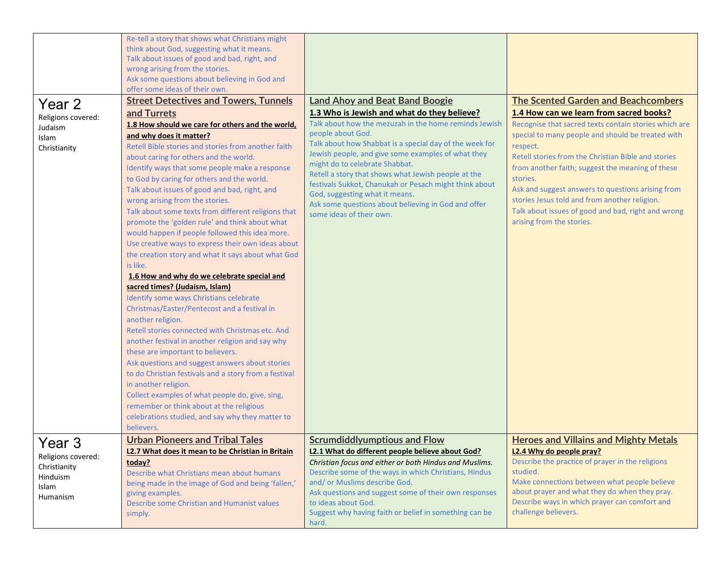| | | | |
|---|---|---|---|
| | Re-tell a story that shows what Christians might think about God, suggesting what it means.<br>Talk about issues of good and bad, right, and wrong arising from the stories.<br>Ask some questions about believing in God and offer some ideas of their own. | | |
| **Year 2**<br>Religions covered:<br>Judaism<br>Islam<br>Christianity | **Street Detectives and Towers, Tunnels and Turrets**<br>**1.8 How should we care for others and the world, and why does it matter?**<br>Retell Bible stories and stories from another faith about caring for others and the world.<br>Identify ways that some people make a response to God by caring for others and the world.<br>Talk about issues of good and bad, right, and wrong arising from the stories.<br>Talk about some texts from different religions that promote the 'golden rule' and think about what would happen if people followed this idea more.<br>Use creative ways to express their own ideas about the creation story and what it says about what God is like.<br>**1.6 How and why do we celebrate special and sacred times? (Judaism, Islam)**<br>Identify some ways Christians celebrate Christmas/Easter/Pentecost and a festival in another religion.<br>Retell stories connected with Christmas etc. And another festival in another religion and say why these are important to believers.<br>Ask questions and suggest answers about stories to do Christian festivals and a story from a festival in another religion.<br>Collect examples of what people do, give, sing, remember or think about at the religious celebrations studied, and say why they matter to believers. | **Land Ahoy and Beat Band Boogie**<br>**1.3 Who is Jewish and what do they believe?**<br>Talk about how the mezuzah in the home reminds Jewish people about God.<br>Talk about how Shabbat is a special day of the week for Jewish people, and give some examples of what they might do to celebrate Shabbat.<br>Retell a story that shows what Jewish people at the festivals Sukkot, Chanukah or Pesach might think about God, suggesting what it means.<br>Ask some questions about believing in God and offer some ideas of their own. | **The Scented Garden and Beachcombers**<br>**1.4 How can we learn from sacred books?**<br>Recognise that sacred texts contain stories which are special to many people and should be treated with respect.<br>Retell stories from the Christian Bible and stories from another faith; suggest the meaning of these stories.<br>Ask and suggest answers to questions arising from stories Jesus told and from another religion.<br>Talk about issues of good and bad, right and wrong arising from the stories. |
| **Year 3**<br>Religions covered:<br>Christianity<br>Hinduism<br>Islam<br>Humanism | **Urban Pioneers and Tribal Tales**<br>**L2.7 What does it mean to be Christian in Britain today?**<br>Describe what Christians mean about humans being made in the image of God and being 'fallen,' giving examples.<br>Describe some Christian and Humanist values simply. | **Scrumdiddlyumptious and Flow**<br>**L2.1 What do different people believe about God?**<br>*Christian focus and either or both Hindus and Muslims.*<br>Describe some of the ways in which Christians, Hindus and/ or Muslims describe God.<br>Ask questions and suggest some of their own responses to ideas about God.<br>Suggest why having faith or belief in something can be hard. | **Heroes and Villains and Mighty Metals**<br>**L2.4 Why do people pray?**<br>Describe the practice of prayer in the religions studied.<br>Make connections between what people believe about prayer and what they do when they pray.<br>Describe ways in which prayer can comfort and challenge believers. |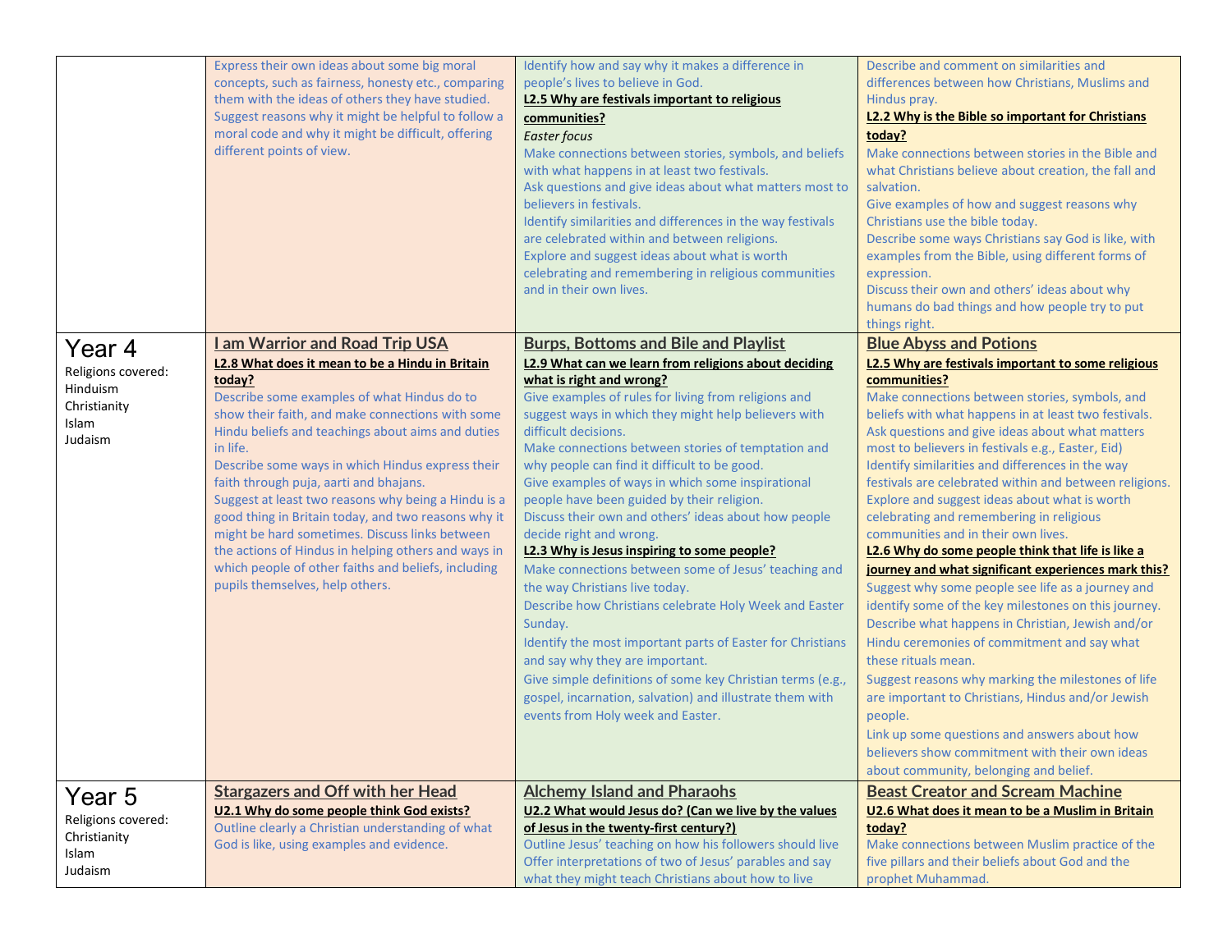| | | | |
|---|---|---|---|
| | Express their own ideas about some big moral concepts, such as fairness, honesty etc., comparing them with the ideas of others they have studied.<br>Suggest reasons why it might be helpful to follow a moral code and why it might be difficult, offering different points of view. | Identify how and say why it makes a difference in people's lives to believe in God.<br>**L2.5 Why are festivals important to religious communities?**<br>*Easter focus*<br>Make connections between stories, symbols, and beliefs with what happens in at least two festivals.<br>Ask questions and give ideas about what matters most to believers in festivals.<br>Identify similarities and differences in the way festivals are celebrated within and between religions.<br>Explore and suggest ideas about what is worth celebrating and remembering in religious communities and in their own lives. | Describe and comment on similarities and differences between how Christians, Muslims and Hindus pray.<br>**L2.2 Why is the Bible so important for Christians today?**<br>Make connections between stories in the Bible and what Christians believe about creation, the fall and salvation.<br>Give examples of how and suggest reasons why Christians use the bible today.<br>Describe some ways Christians say God is like, with examples from the Bible, using different forms of expression.<br>Discuss their own and others' ideas about why humans do bad things and how people try to put things right. |
| **Year 4**<br>Religions covered:<br>Hinduism<br>Christianity<br>Islam<br>Judaism | **I am Warrior and Road Trip USA**<br>**L2.8 What does it mean to be a Hindu in Britain today?**<br>Describe some examples of what Hindus do to show their faith, and make connections with some Hindu beliefs and teachings about aims and duties in life.<br>Describe some ways in which Hindus express their faith through puja, aarti and bhajans.<br>Suggest at least two reasons why being a Hindu is a good thing in Britain today, and two reasons why it might be hard sometimes. Discuss links between the actions of Hindus in helping others and ways in which people of other faiths and beliefs, including pupils themselves, help others. | **Burps, Bottoms and Bile and Playlist**<br>**L2.9 What can we learn from religions about deciding what is right and wrong?**<br>Give examples of rules for living from religions and suggest ways in which they might help believers with difficult decisions.<br>Make connections between stories of temptation and why people can find it difficult to be good.<br>Give examples of ways in which some inspirational people have been guided by their religion.<br>Discuss their own and others' ideas about how people decide right and wrong.<br>**L2.3 Why is Jesus inspiring to some people?**<br>Make connections between some of Jesus' teaching and the way Christians live today.<br>Describe how Christians celebrate Holy Week and Easter Sunday.<br>Identify the most important parts of Easter for Christians and say why they are important.<br>Give simple definitions of some key Christian terms (e.g., gospel, incarnation, salvation) and illustrate them with events from Holy week and Easter. | **Blue Abyss and Potions**<br>**L2.5 Why are festivals important to some religious communities?**<br>Make connections between stories, symbols, and beliefs with what happens in at least two festivals.<br>Ask questions and give ideas about what matters most to believers in festivals e.g., Easter, Eid)<br>Identify similarities and differences in the way festivals are celebrated within and between religions.<br>Explore and suggest ideas about what is worth celebrating and remembering in religious communities and in their own lives.<br>**L2.6 Why do some people think that life is like a journey and what significant experiences mark this?**<br>Suggest why some people see life as a journey and identify some of the key milestones on this journey.<br>Describe what happens in Christian, Jewish and/or Hindu ceremonies of commitment and say what these rituals mean.<br>Suggest reasons why marking the milestones of life are important to Christians, Hindus and/or Jewish people.<br>Link up some questions and answers about how believers show commitment with their own ideas about community, belonging and belief. |
| **Year 5**<br>Religions covered:<br>Christianity<br>Islam<br>Judaism | **Stargazers and Off with her Head**<br>**U2.1 Why do some people think God exists?**<br>Outline clearly a Christian understanding of what God is like, using examples and evidence. | **Alchemy Island and Pharaohs**<br>**U2.2 What would Jesus do? (Can we live by the values of Jesus in the twenty-first century?)**<br>Outline Jesus' teaching on how his followers should live<br>Offer interpretations of two of Jesus' parables and say what they might teach Christians about how to live | **Beast Creator and Scream Machine**<br>**U2.6 What does it mean to be a Muslim in Britain today?**<br>Make connections between Muslim practice of the five pillars and their beliefs about God and the prophet Muhammad. |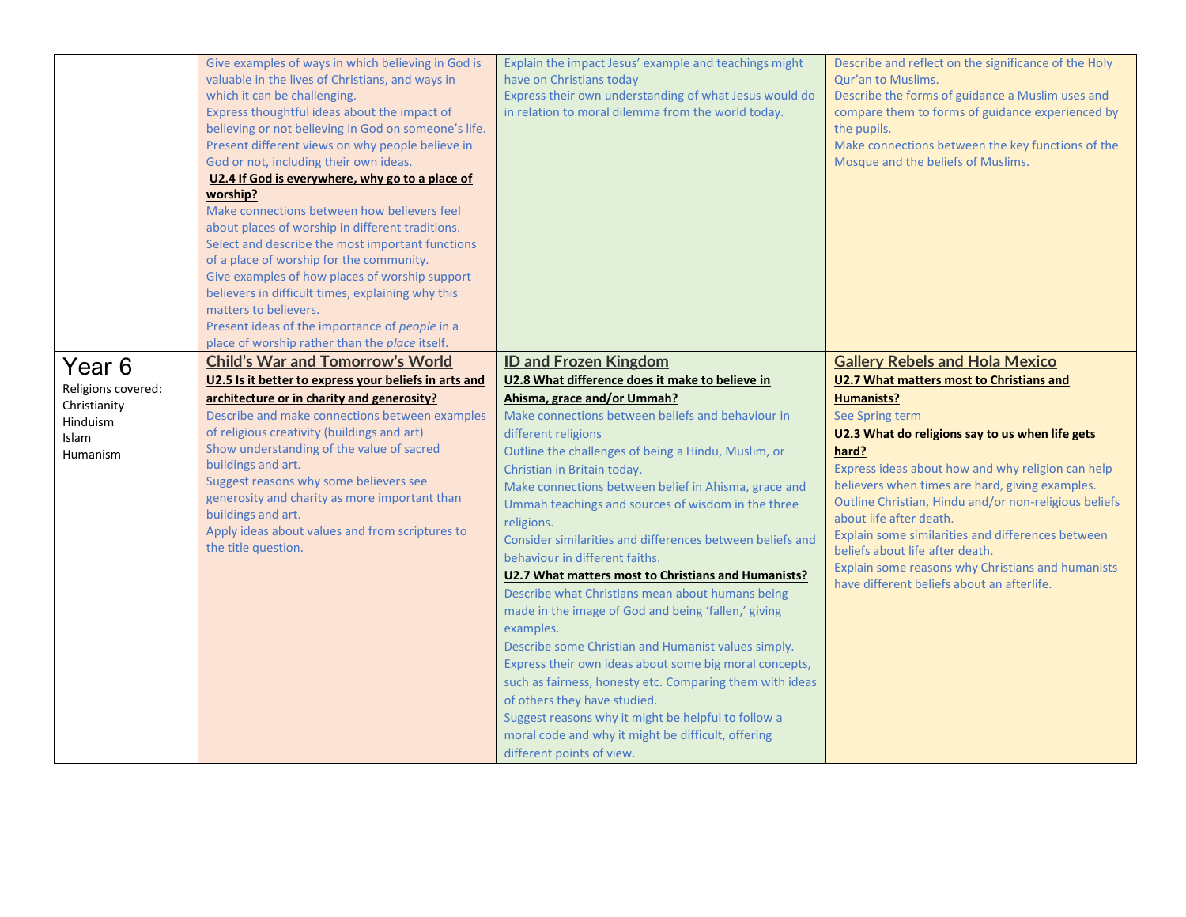| | | | |
|---|---|---|---|
| | Give examples of ways in which believing in God is valuable in the lives of Christians, and ways in which it can be challenging.<br>Express thoughtful ideas about the impact of believing or not believing in God on someone's life.<br>Present different views on why people believe in God or not, including their own ideas.<br>**U2.4 If God is everywhere, why go to a place of worship?**<br>Make connections between how believers feel about places of worship in different traditions.<br>Select and describe the most important functions of a place of worship for the community.<br>Give examples of how places of worship support believers in difficult times, explaining why this matters to believers.<br>Present ideas of the importance of *people* in a place of worship rather than the *place* itself. | Explain the impact Jesus' example and teachings might have on Christians today<br>Express their own understanding of what Jesus would do in relation to moral dilemma from the world today. | Describe and reflect on the significance of the Holy Qur'an to Muslims.<br>Describe the forms of guidance a Muslim uses and compare them to forms of guidance experienced by the pupils.<br>Make connections between the key functions of the Mosque and the beliefs of Muslims. |
| Year 6<br>Religions covered:<br>Christianity<br>Hinduism<br>Islam<br>Humanism | **Child's War and Tomorrow's World**<br>**U2.5 Is it better to express your beliefs in arts and architecture or in charity and generosity?**<br>Describe and make connections between examples of religious creativity (buildings and art)<br>Show understanding of the value of sacred buildings and art.<br>Suggest reasons why some believers see generosity and charity as more important than buildings and art.<br>Apply ideas about values and from scriptures to the title question. | **ID and Frozen Kingdom**<br>**U2.8 What difference does it make to believe in Ahisma, grace and/or Ummah?**<br>Make connections between beliefs and behaviour in different religions<br>Outline the challenges of being a Hindu, Muslim, or Christian in Britain today.<br>Make connections between belief in Ahisma, grace and Ummah teachings and sources of wisdom in the three religions.<br>Consider similarities and differences between beliefs and behaviour in different faiths.<br>**U2.7 What matters most to Christians and Humanists?**<br>Describe what Christians mean about humans being made in the image of God and being 'fallen,' giving examples.<br>Describe some Christian and Humanist values simply.<br>Express their own ideas about some big moral concepts, such as fairness, honesty etc. Comparing them with ideas of others they have studied.<br>Suggest reasons why it might be helpful to follow a moral code and why it might be difficult, offering different points of view. | **Gallery Rebels and Hola Mexico**<br>**U2.7 What matters most to Christians and Humanists?**<br>See Spring term<br>**U2.3 What do religions say to us when life gets hard?**<br>Express ideas about how and why religion can help believers when times are hard, giving examples.<br>Outline Christian, Hindu and/or non-religious beliefs about life after death.<br>Explain some similarities and differences between beliefs about life after death.<br>Explain some reasons why Christians and humanists have different beliefs about an afterlife. |